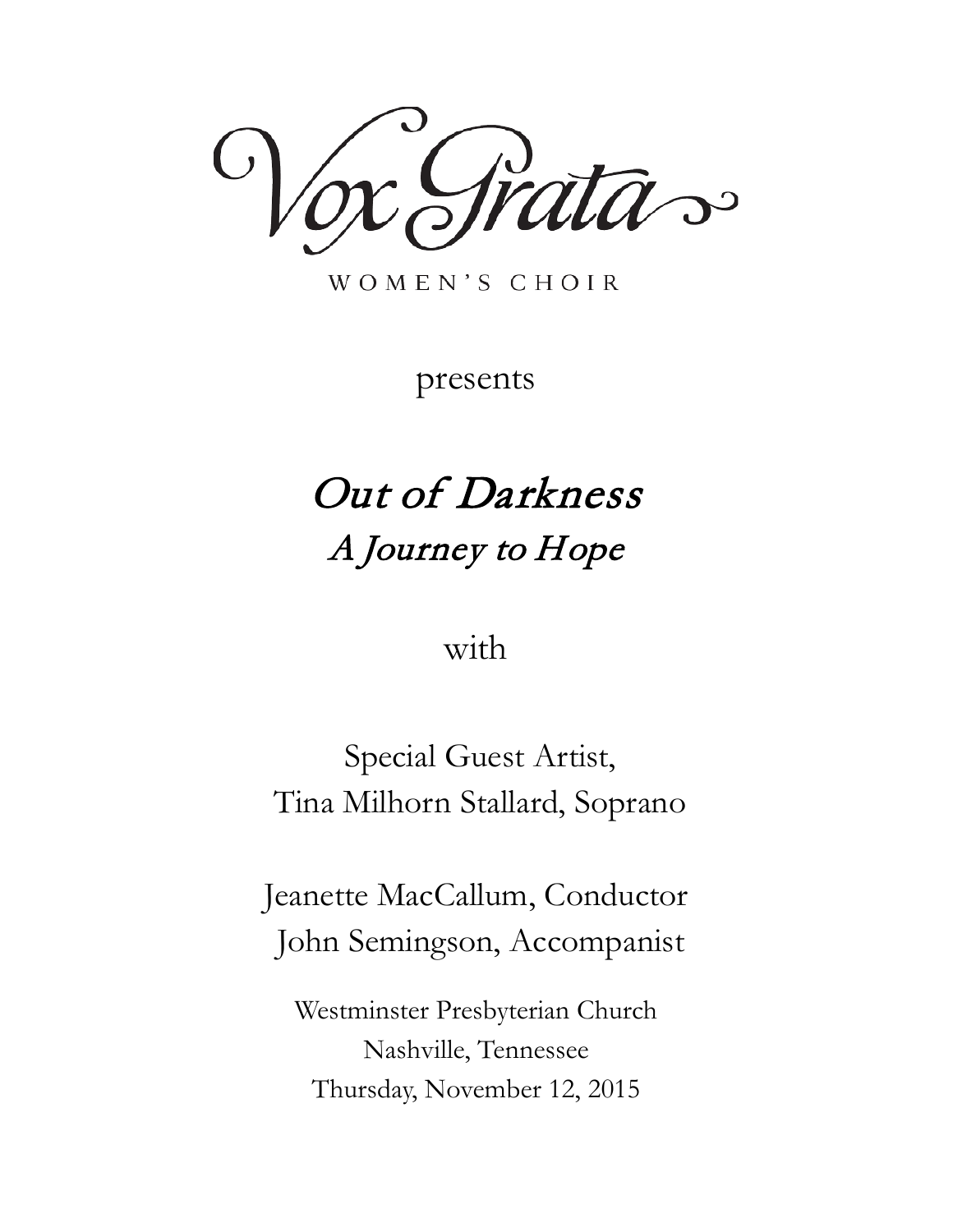# Vox Grata

WOMEN'S CHOIR

presents

## *Out of Darkness*
### *A Journey to Hope*

with

Special Guest Artist,
Tina Milhorn Stallard, Soprano

Jeanette MacCallum, Conductor
John Semingson, Accompanist

Westminster Presbyterian Church
Nashville, Tennessee
Thursday, November 12, 2015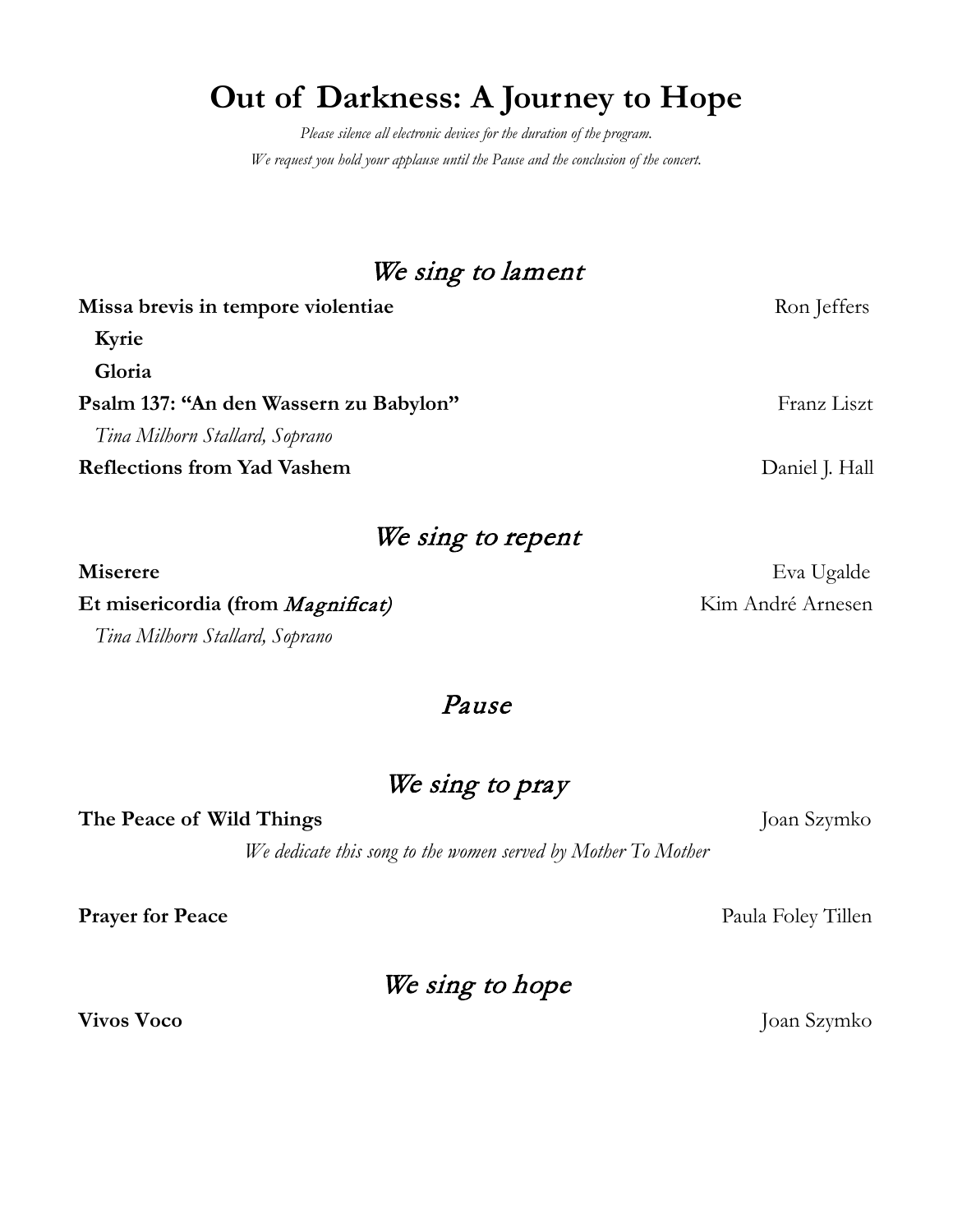# Out of Darkness: A Journey to Hope

*Please silence all electronic devices for the duration of the program.*

*We request you hold your applause until the Pause and the conclusion of the concert.*

## *We sing to lament*

**Missa brevis in tempore violentiae** — Ron Jeffers

**Kyrie**

**Gloria**

**Psalm 137: "An den Wassern zu Babylon"** — Franz Liszt

*Tina Milhorn Stallard, Soprano*

**Reflections from Yad Vashem** — Daniel J. Hall

## *We sing to repent*

**Miserere** — Eva Ugalde

**Et misericordia (from *Magnificat*)** — Kim André Arnesen

*Tina Milhorn Stallard, Soprano*

## *Pause*

## *We sing to pray*

**The Peace of Wild Things** — Joan Szymko

*We dedicate this song to the women served by Mother To Mother*

**Prayer for Peace** — Paula Foley Tillen

## *We sing to hope*

**Vivos Voco** — Joan Szymko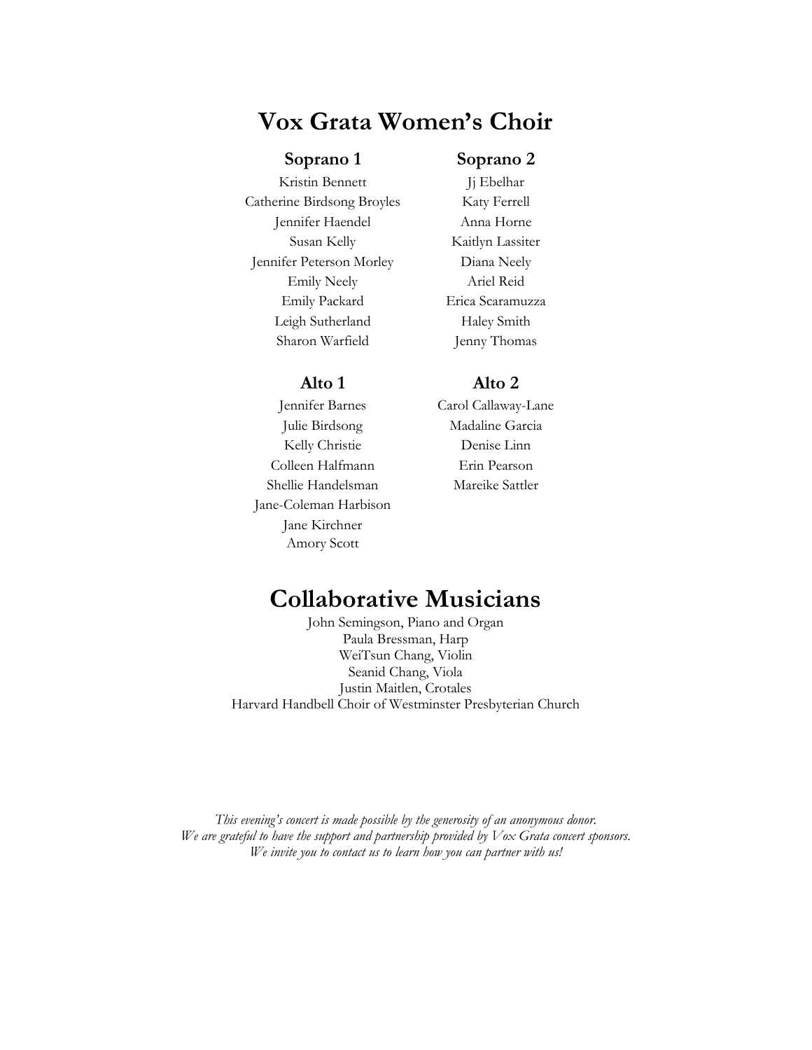# Vox Grata Women's Choir

### Soprano 1

Kristin Bennett
Catherine Birdsong Broyles
Jennifer Haendel
Susan Kelly
Jennifer Peterson Morley
Emily Neely
Emily Packard
Leigh Sutherland
Sharon Warfield

### Soprano 2

Jj Ebelhar
Katy Ferrell
Anna Horne
Kaitlyn Lassiter
Diana Neely
Ariel Reid
Erica Scaramuzza
Haley Smith
Jenny Thomas

### Alto 1

Jennifer Barnes
Julie Birdsong
Kelly Christie
Colleen Halfmann
Shellie Handelsman
Jane-Coleman Harbison
Jane Kirchner
Amory Scott

### Alto 2

Carol Callaway-Lane
Madaline Garcia
Denise Linn
Erin Pearson
Mareike Sattler

# Collaborative Musicians

John Semingson, Piano and Organ
Paula Bressman, Harp
WeiTsun Chang, Violin
Seanid Chang, Viola
Justin Maitlen, Crotales
Harvard Handbell Choir of Westminster Presbyterian Church

*This evening's concert is made possible by the generosity of an anonymous donor.*
*We are grateful to have the support and partnership provided by Vox Grata concert sponsors.*
*We invite you to contact us to learn how you can partner with us!*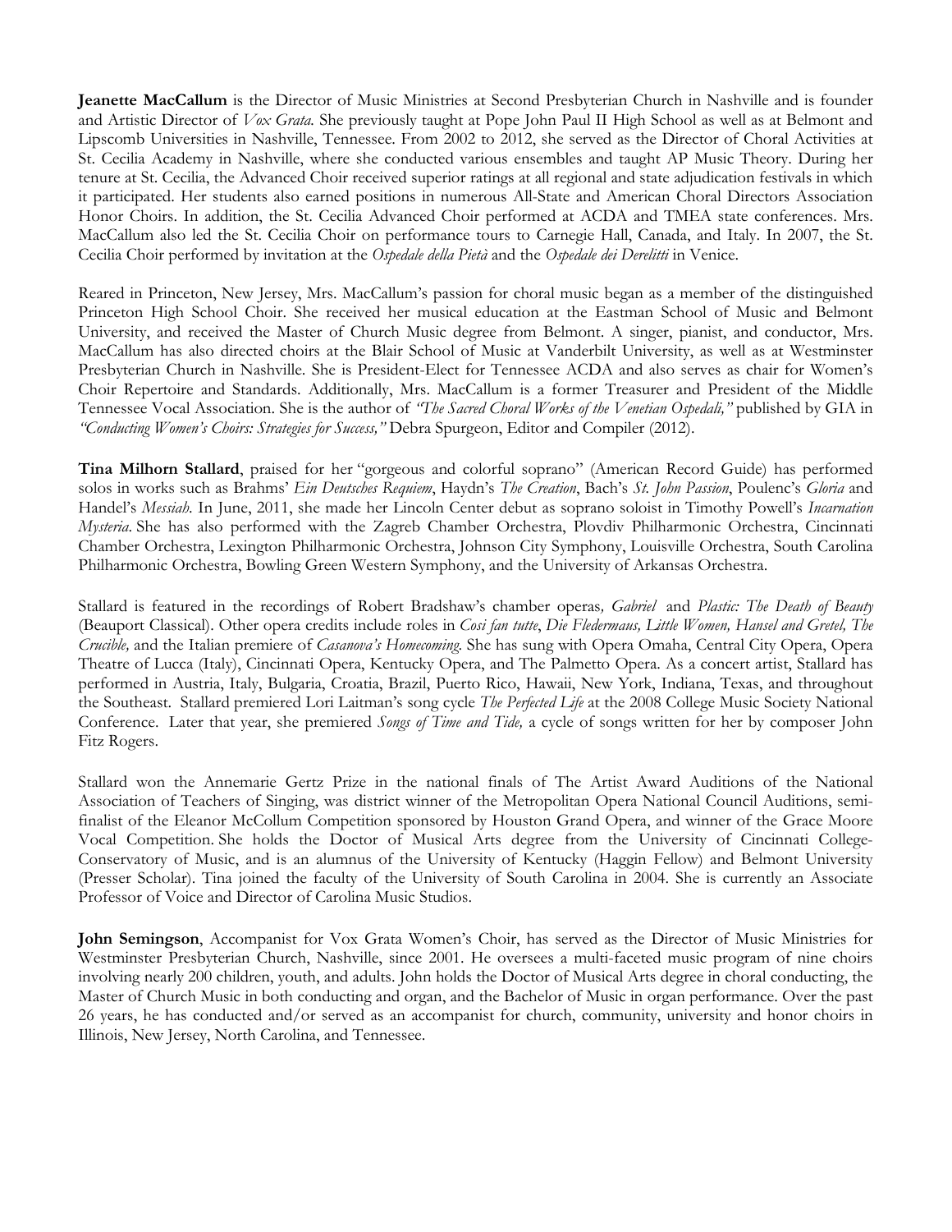**Jeanette MacCallum** is the Director of Music Ministries at Second Presbyterian Church in Nashville and is founder and Artistic Director of *Vox Grata.* She previously taught at Pope John Paul II High School as well as at Belmont and Lipscomb Universities in Nashville, Tennessee. From 2002 to 2012, she served as the Director of Choral Activities at St. Cecilia Academy in Nashville, where she conducted various ensembles and taught AP Music Theory. During her tenure at St. Cecilia, the Advanced Choir received superior ratings at all regional and state adjudication festivals in which it participated. Her students also earned positions in numerous All-State and American Choral Directors Association Honor Choirs. In addition, the St. Cecilia Advanced Choir performed at ACDA and TMEA state conferences. Mrs. MacCallum also led the St. Cecilia Choir on performance tours to Carnegie Hall, Canada, and Italy. In 2007, the St. Cecilia Choir performed by invitation at the *Ospedale della Pietà* and the *Ospedale dei Derelitti* in Venice.

Reared in Princeton, New Jersey, Mrs. MacCallum's passion for choral music began as a member of the distinguished Princeton High School Choir. She received her musical education at the Eastman School of Music and Belmont University, and received the Master of Church Music degree from Belmont. A singer, pianist, and conductor, Mrs. MacCallum has also directed choirs at the Blair School of Music at Vanderbilt University, as well as at Westminster Presbyterian Church in Nashville. She is President-Elect for Tennessee ACDA and also serves as chair for Women's Choir Repertoire and Standards. Additionally, Mrs. MacCallum is a former Treasurer and President of the Middle Tennessee Vocal Association. She is the author of *"The Sacred Choral Works of the Venetian Ospedali,"* published by GIA in *"Conducting Women's Choirs: Strategies for Success,"* Debra Spurgeon, Editor and Compiler (2012).

**Tina Milhorn Stallard**, praised for her "gorgeous and colorful soprano" (American Record Guide) has performed solos in works such as Brahms' *Ein Deutsches Requiem*, Haydn's *The Creation*, Bach's *St. John Passion*, Poulenc's *Gloria* and Handel's *Messiah*. In June, 2011, she made her Lincoln Center debut as soprano soloist in Timothy Powell's *Incarnation Mysteria*. She has also performed with the Zagreb Chamber Orchestra, Plovdiv Philharmonic Orchestra, Cincinnati Chamber Orchestra, Lexington Philharmonic Orchestra, Johnson City Symphony, Louisville Orchestra, South Carolina Philharmonic Orchestra, Bowling Green Western Symphony, and the University of Arkansas Orchestra.

Stallard is featured in the recordings of Robert Bradshaw's chamber operas*, Gabriel* and *Plastic: The Death of Beauty* (Beauport Classical). Other opera credits include roles in *Cosi fan tutte*, *Die Fledermaus, Little Women, Hansel and Gretel, The Crucible,* and the Italian premiere of *Casanova's Homecoming*. She has sung with Opera Omaha, Central City Opera, Opera Theatre of Lucca (Italy), Cincinnati Opera, Kentucky Opera, and The Palmetto Opera. As a concert artist, Stallard has performed in Austria, Italy, Bulgaria, Croatia, Brazil, Puerto Rico, Hawaii, New York, Indiana, Texas, and throughout the Southeast. Stallard premiered Lori Laitman's song cycle *The Perfected Life* at the 2008 College Music Society National Conference. Later that year, she premiered *Songs of Time and Tide,* a cycle of songs written for her by composer John Fitz Rogers.

Stallard won the Annemarie Gertz Prize in the national finals of The Artist Award Auditions of the National Association of Teachers of Singing, was district winner of the Metropolitan Opera National Council Auditions, semi-finalist of the Eleanor McCollum Competition sponsored by Houston Grand Opera, and winner of the Grace Moore Vocal Competition. She holds the Doctor of Musical Arts degree from the University of Cincinnati College-Conservatory of Music, and is an alumnus of the University of Kentucky (Haggin Fellow) and Belmont University (Presser Scholar). Tina joined the faculty of the University of South Carolina in 2004. She is currently an Associate Professor of Voice and Director of Carolina Music Studios.

**John Semingson**, Accompanist for Vox Grata Women's Choir, has served as the Director of Music Ministries for Westminster Presbyterian Church, Nashville, since 2001. He oversees a multi-faceted music program of nine choirs involving nearly 200 children, youth, and adults. John holds the Doctor of Musical Arts degree in choral conducting, the Master of Church Music in both conducting and organ, and the Bachelor of Music in organ performance. Over the past 26 years, he has conducted and/or served as an accompanist for church, community, university and honor choirs in Illinois, New Jersey, North Carolina, and Tennessee.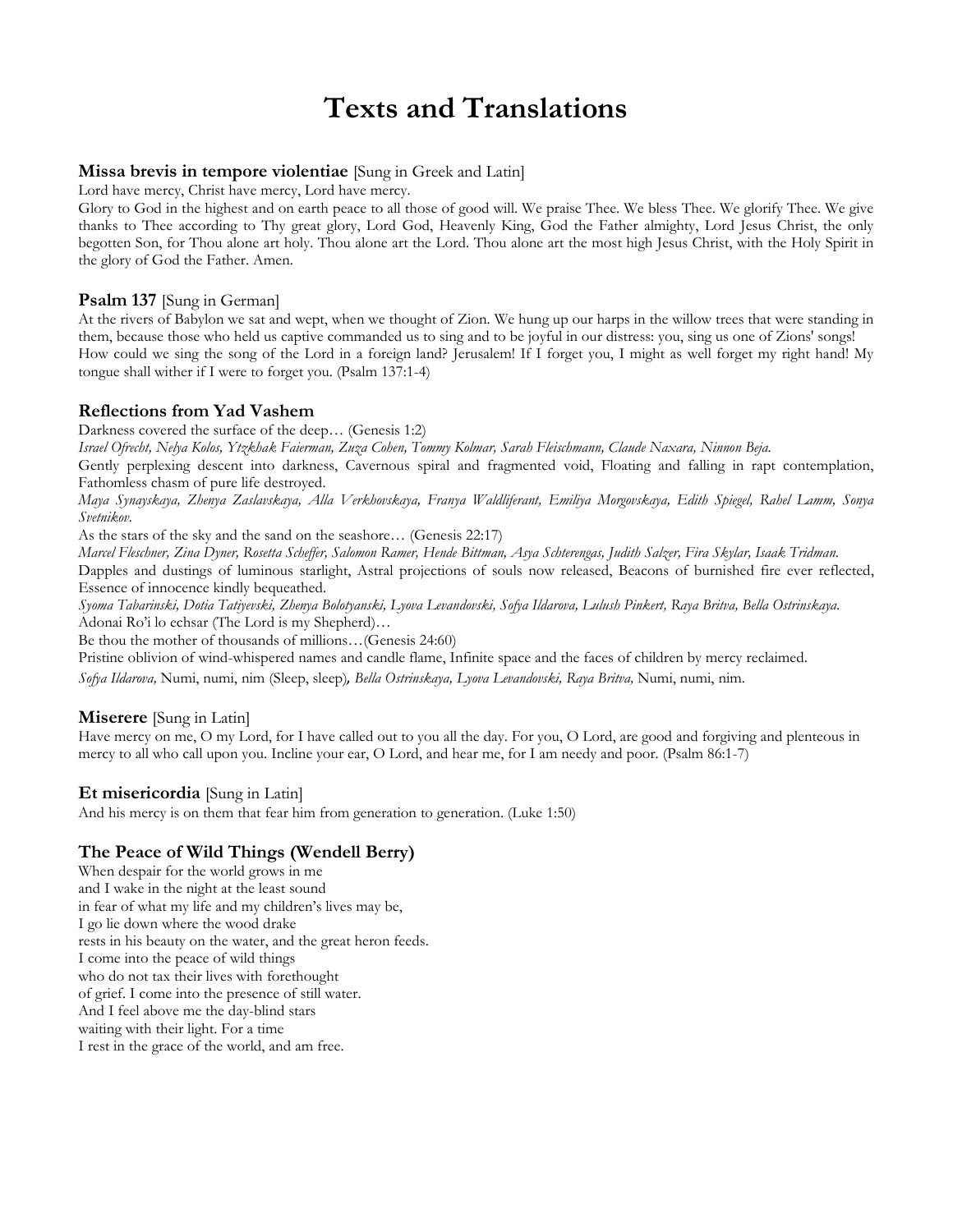# Texts and Translations

**Missa brevis in tempore violentiae** [Sung in Greek and Latin]

Lord have mercy, Christ have mercy, Lord have mercy.

Glory to God in the highest and on earth peace to all those of good will. We praise Thee. We bless Thee. We glorify Thee. We give thanks to Thee according to Thy great glory, Lord God, Heavenly King, God the Father almighty, Lord Jesus Christ, the only begotten Son, for Thou alone art holy. Thou alone art the Lord. Thou alone art the most high Jesus Christ, with the Holy Spirit in the glory of God the Father. Amen.

**Psalm 137** [Sung in German]

At the rivers of Babylon we sat and wept, when we thought of Zion. We hung up our harps in the willow trees that were standing in them, because those who held us captive commanded us to sing and to be joyful in our distress: you, sing us one of Zions' songs! How could we sing the song of the Lord in a foreign land? Jerusalem! If I forget you, I might as well forget my right hand! My tongue shall wither if I were to forget you. (Psalm 137:1-4)

**Reflections from Yad Vashem**

Darkness covered the surface of the deep… (Genesis 1:2)

*Israel Ofrecht, Nelya Kolos, Ytzkhak Faierman, Zuza Cohen, Tommy Kolmar, Sarah Fleischmann, Claude Naxara, Ninnon Beja.*

Gently perplexing descent into darkness, Cavernous spiral and fragmented void, Floating and falling in rapt contemplation, Fathomless chasm of pure life destroyed.

*Maya Synayskaya, Zhenya Zaslavskaya, Alla Verkhovskaya, Franya Waldliferant, Emiliya Morgovskaya, Edith Spiegel, Rahel Lamm, Sonya Svetnikov.*

As the stars of the sky and the sand on the seashore… (Genesis 22:17)

*Marcel Fleschner, Zina Dyner, Rosetta Scheffer, Salomon Ramer, Hende Bittman, Asya Schterengas, Judith Salzer, Fira Skylar, Isaak Tridman.*

Dapples and dustings of luminous starlight, Astral projections of souls now released, Beacons of burnished fire ever reflected, Essence of innocence kindly bequeathed.

*Syoma Tabarinski, Dotia Tatiyevski, Zhenya Bolotyanski, Lyova Levandovski, Sofya Ildarova, Lulush Pinkert, Raya Britva, Bella Ostrinskaya.*

Adonai Ro'i lo echsar (The Lord is my Shepherd)…

Be thou the mother of thousands of millions…(Genesis 24:60)

Pristine oblivion of wind-whispered names and candle flame, Infinite space and the faces of children by mercy reclaimed.

*Sofya Ildarova,* Numi, numi, nim (Sleep, sleep)*, Bella Ostrinskaya, Lyova Levandovski, Raya Britva,* Numi, numi, nim.

**Miserere** [Sung in Latin]

Have mercy on me, O my Lord, for I have called out to you all the day. For you, O Lord, are good and forgiving and plenteous in mercy to all who call upon you. Incline your ear, O Lord, and hear me, for I am needy and poor. (Psalm 86:1-7)

**Et misericordia** [Sung in Latin]

And his mercy is on them that fear him from generation to generation. (Luke 1:50)

**The Peace of Wild Things (Wendell Berry)**

When despair for the world grows in me  
and I wake in the night at the least sound  
in fear of what my life and my children's lives may be,  
I go lie down where the wood drake  
rests in his beauty on the water, and the great heron feeds.  
I come into the peace of wild things  
who do not tax their lives with forethought  
of grief. I come into the presence of still water.  
And I feel above me the day-blind stars  
waiting with their light. For a time  
I rest in the grace of the world, and am free.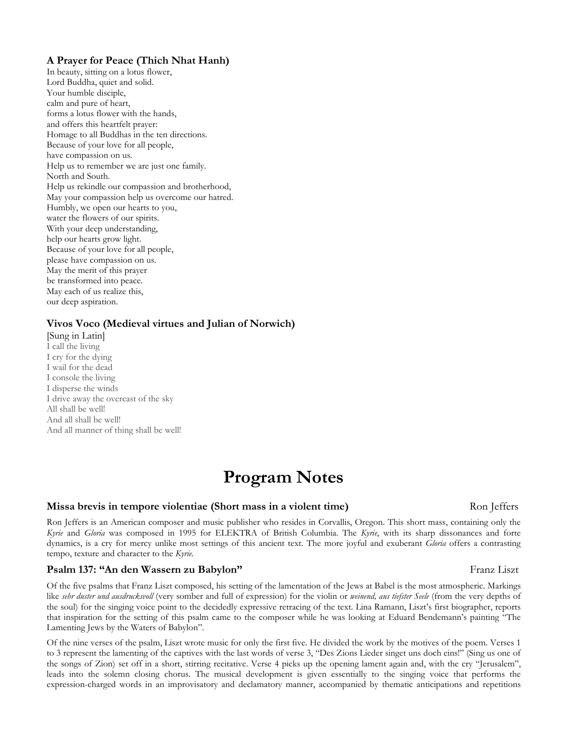### A Prayer for Peace (Thich Nhat Hanh)

In beauty, sitting on a lotus flower,
Lord Buddha, quiet and solid.
Your humble disciple,
calm and pure of heart,
forms a lotus flower with the hands,
and offers this heartfelt prayer:
Homage to all Buddhas in the ten directions.
Because of your love for all people,
have compassion on us.
Help us to remember we are just one family.
North and South.
Help us rekindle our compassion and brotherhood,
May your compassion help us overcome our hatred.
Humbly, we open our hearts to you,
water the flowers of our spirits.
With your deep understanding,
help our hearts grow light.
Because of your love for all people,
please have compassion on us.
May the merit of this prayer
be transformed into peace.
May each of us realize this,
our deep aspiration.

### Vivos Voco (Medieval virtues and Julian of Norwich)

[Sung in Latin]
I call the living
I cry for the dying
I wail for the dead
I console the living
I disperse the winds
I drive away the overcast of the sky
All shall be well!
And all shall be well!
And all manner of thing shall be well!

# Program Notes

### Missa brevis in tempore violentiae (Short mass in a violent time) — Ron Jeffers

Ron Jeffers is an American composer and music publisher who resides in Corvallis, Oregon. This short mass, containing only the *Kyrie* and *Gloria* was composed in 1995 for ELEKTRA of British Columbia. The *Kyrie*, with its sharp dissonances and forte dynamics, is a cry for mercy unlike most settings of this ancient text. The more joyful and exuberant *Gloria* offers a contrasting tempo, texture and character to the *Kyrie.*

### Psalm 137: "An den Wassern zu Babylon" — Franz Liszt

Of the five psalms that Franz Liszt composed, his setting of the lamentation of the Jews at Babel is the most atmospheric. Markings like *sehr duster und ausdrucksvoll* (very somber and full of expression) for the violin or *weinend, aus tiefster Seele* (from the very depths of the soul) for the singing voice point to the decidedly expressive retracing of the text. Lina Ramann, Liszt's first biographer, reports that inspiration for the setting of this psalm came to the composer while he was looking at Eduard Bendemann's painting "The Lamenting Jews by the Waters of Babylon".

Of the nine verses of the psalm, Liszt wrote music for only the first five. He divided the work by the motives of the poem. Verses 1 to 3 represent the lamenting of the captives with the last words of verse 3, "Des Zions Lieder singet uns doch eins!" (Sing us one of the songs of Zion) set off in a short, stirring recitative. Verse 4 picks up the opening lament again and, with the cry "Jerusalem", leads into the solemn closing chorus. The musical development is given essentially to the singing voice that performs the expression-charged words in an improvisatory and declamatory manner, accompanied by thematic anticipations and repetitions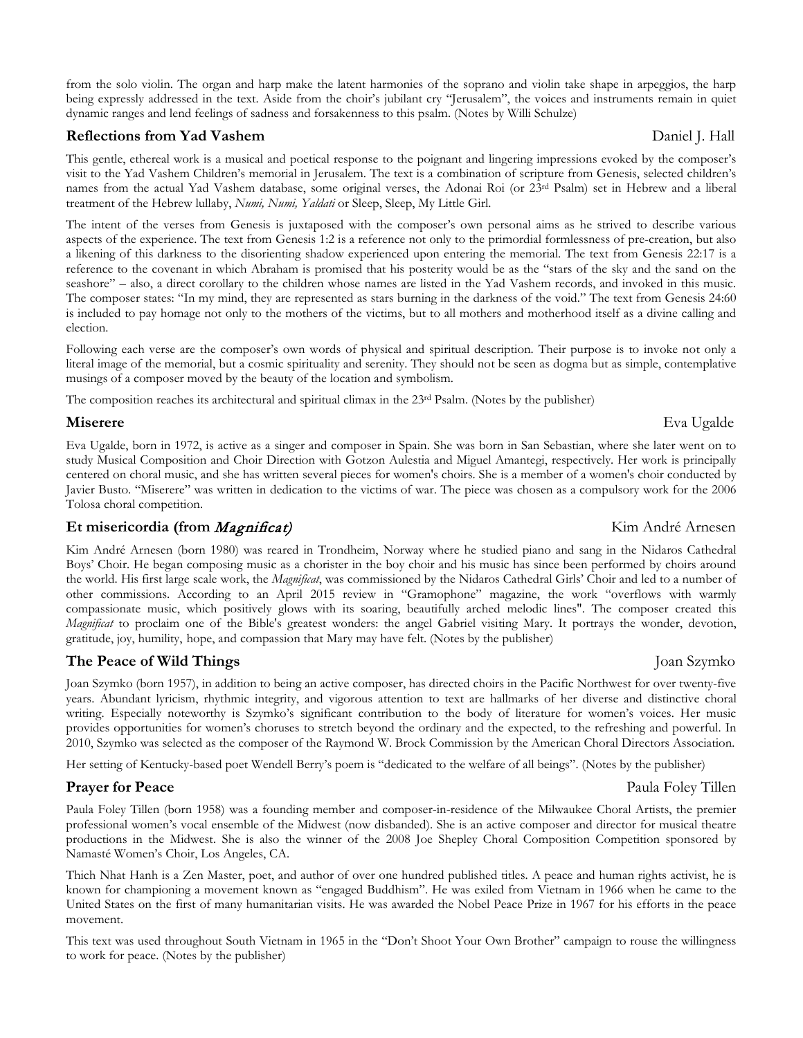from the solo violin. The organ and harp make the latent harmonies of the soprano and violin take shape in arpeggios, the harp being expressly addressed in the text. Aside from the choir's jubilant cry "Jerusalem", the voices and instruments remain in quiet dynamic ranges and lend feelings of sadness and forsakenness to this psalm. (Notes by Willi Schulze)

### Reflections from Yad Vashem — Daniel J. Hall

This gentle, ethereal work is a musical and poetical response to the poignant and lingering impressions evoked by the composer's visit to the Yad Vashem Children's memorial in Jerusalem. The text is a combination of scripture from Genesis, selected children's names from the actual Yad Vashem database, some original verses, the Adonai Roi (or 23rd Psalm) set in Hebrew and a liberal treatment of the Hebrew lullaby, *Numi, Numi, Yaldati* or Sleep, Sleep, My Little Girl.

The intent of the verses from Genesis is juxtaposed with the composer's own personal aims as he strived to describe various aspects of the experience. The text from Genesis 1:2 is a reference not only to the primordial formlessness of pre-creation, but also a likening of this darkness to the disorienting shadow experienced upon entering the memorial. The text from Genesis 22:17 is a reference to the covenant in which Abraham is promised that his posterity would be as the "stars of the sky and the sand on the seashore" – also, a direct corollary to the children whose names are listed in the Yad Vashem records, and invoked in this music. The composer states: "In my mind, they are represented as stars burning in the darkness of the void." The text from Genesis 24:60 is included to pay homage not only to the mothers of the victims, but to all mothers and motherhood itself as a divine calling and election.

Following each verse are the composer's own words of physical and spiritual description. Their purpose is to invoke not only a literal image of the memorial, but a cosmic spirituality and serenity. They should not be seen as dogma but as simple, contemplative musings of a composer moved by the beauty of the location and symbolism.

The composition reaches its architectural and spiritual climax in the 23rd Psalm. (Notes by the publisher)

### Miserere — Eva Ugalde

Eva Ugalde, born in 1972, is active as a singer and composer in Spain. She was born in San Sebastian, where she later went on to study Musical Composition and Choir Direction with Gotzon Aulestia and Miguel Amantegi, respectively. Her work is principally centered on choral music, and she has written several pieces for women's choirs. She is a member of a women's choir conducted by Javier Busto. "Miserere" was written in dedication to the victims of war. The piece was chosen as a compulsory work for the 2006 Tolosa choral competition.

### Et misericordia (from *Magnificat*) — Kim André Arnesen

Kim André Arnesen (born 1980) was reared in Trondheim, Norway where he studied piano and sang in the Nidaros Cathedral Boys' Choir. He began composing music as a chorister in the boy choir and his music has since been performed by choirs around the world. His first large scale work, the *Magnificat*, was commissioned by the Nidaros Cathedral Girls' Choir and led to a number of other commissions. According to an April 2015 review in "Gramophone" magazine, the work "overflows with warmly compassionate music, which positively glows with its soaring, beautifully arched melodic lines". The composer created this *Magnificat* to proclaim one of the Bible's greatest wonders: the angel Gabriel visiting Mary. It portrays the wonder, devotion, gratitude, joy, humility, hope, and compassion that Mary may have felt. (Notes by the publisher)

### The Peace of Wild Things — Joan Szymko

Joan Szymko (born 1957), in addition to being an active composer, has directed choirs in the Pacific Northwest for over twenty-five years. Abundant lyricism, rhythmic integrity, and vigorous attention to text are hallmarks of her diverse and distinctive choral writing. Especially noteworthy is Szymko's significant contribution to the body of literature for women's voices. Her music provides opportunities for women's choruses to stretch beyond the ordinary and the expected, to the refreshing and powerful. In 2010, Szymko was selected as the composer of the Raymond W. Brock Commission by the American Choral Directors Association.

Her setting of Kentucky-based poet Wendell Berry's poem is "dedicated to the welfare of all beings". (Notes by the publisher)

### Prayer for Peace — Paula Foley Tillen

Paula Foley Tillen (born 1958) was a founding member and composer-in-residence of the Milwaukee Choral Artists, the premier professional women's vocal ensemble of the Midwest (now disbanded). She is an active composer and director for musical theatre productions in the Midwest. She is also the winner of the 2008 Joe Shepley Choral Composition Competition sponsored by Namasté Women's Choir, Los Angeles, CA.

Thich Nhat Hanh is a Zen Master, poet, and author of over one hundred published titles. A peace and human rights activist, he is known for championing a movement known as "engaged Buddhism". He was exiled from Vietnam in 1966 when he came to the United States on the first of many humanitarian visits. He was awarded the Nobel Peace Prize in 1967 for his efforts in the peace movement.

This text was used throughout South Vietnam in 1965 in the "Don't Shoot Your Own Brother" campaign to rouse the willingness to work for peace. (Notes by the publisher)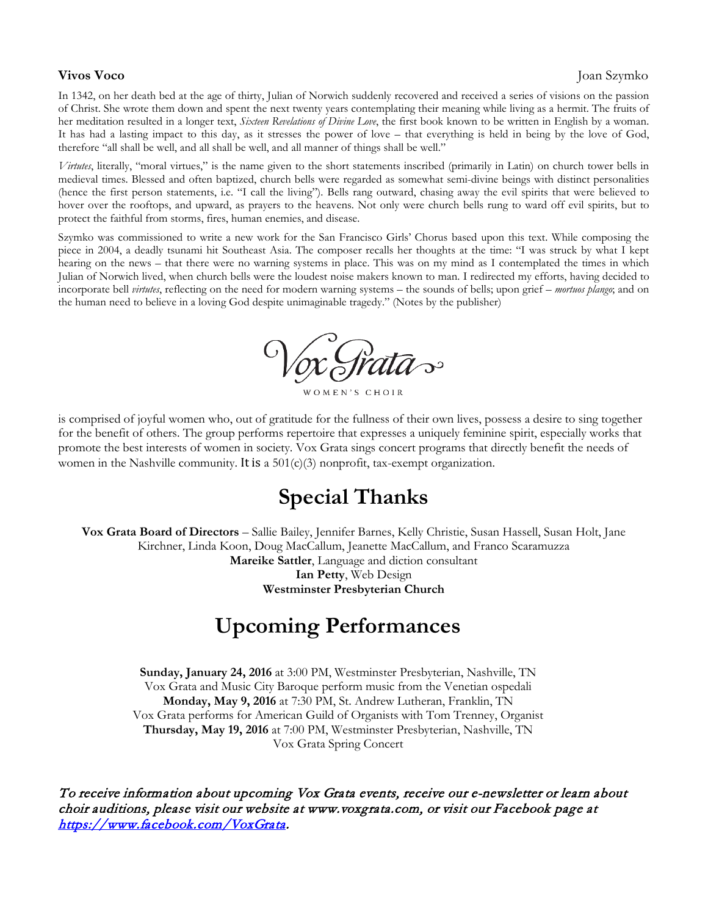**Vivos Voco** Joan Szymko

In 1342, on her death bed at the age of thirty, Julian of Norwich suddenly recovered and received a series of visions on the passion of Christ. She wrote them down and spent the next twenty years contemplating their meaning while living as a hermit. The fruits of her meditation resulted in a longer text, *Sixteen Revelations of Divine Love*, the first book known to be written in English by a woman. It has had a lasting impact to this day, as it stresses the power of love – that everything is held in being by the love of God, therefore "all shall be well, and all shall be well, and all manner of things shall be well."

*Virtutes*, literally, "moral virtues," is the name given to the short statements inscribed (primarily in Latin) on church tower bells in medieval times. Blessed and often baptized, church bells were regarded as somewhat semi-divine beings with distinct personalities (hence the first person statements, i.e. "I call the living"). Bells rang outward, chasing away the evil spirits that were believed to hover over the rooftops, and upward, as prayers to the heavens. Not only were church bells rung to ward off evil spirits, but to protect the faithful from storms, fires, human enemies, and disease.

Szymko was commissioned to write a new work for the San Francisco Girls' Chorus based upon this text. While composing the piece in 2004, a deadly tsunami hit Southeast Asia. The composer recalls her thoughts at the time: "I was struck by what I kept hearing on the news – that there were no warning systems in place. This was on my mind as I contemplated the times in which Julian of Norwich lived, when church bells were the loudest noise makers known to man. I redirected my efforts, having decided to incorporate bell *virtutes*, reflecting on the need for modern warning systems – the sounds of bells; upon grief – *mortuos plango*; and on the human need to believe in a loving God despite unimaginable tragedy." (Notes by the publisher)

Vox Grata

WOMEN'S CHOIR

is comprised of joyful women who, out of gratitude for the fullness of their own lives, possess a desire to sing together for the benefit of others. The group performs repertoire that expresses a uniquely feminine spirit, especially works that promote the best interests of women in society. Vox Grata sings concert programs that directly benefit the needs of women in the Nashville community. It is a 501(c)(3) nonprofit, tax-exempt organization.

# Special Thanks

**Vox Grata Board of Directors** – Sallie Bailey, Jennifer Barnes, Kelly Christie, Susan Hassell, Susan Holt, Jane Kirchner, Linda Koon, Doug MacCallum, Jeanette MacCallum, and Franco Scaramuzza

**Mareike Sattler**, Language and diction consultant

**Ian Petty**, Web Design

**Westminster Presbyterian Church**

# Upcoming Performances

**Sunday, January 24, 2016** at 3:00 PM, Westminster Presbyterian, Nashville, TN
Vox Grata and Music City Baroque perform music from the Venetian ospedali

**Monday, May 9, 2016** at 7:30 PM, St. Andrew Lutheran, Franklin, TN
Vox Grata performs for American Guild of Organists with Tom Trenney, Organist

**Thursday, May 19, 2016** at 7:00 PM, Westminster Presbyterian, Nashville, TN
Vox Grata Spring Concert

*To receive information about upcoming Vox Grata events, receive our e-newsletter or learn about choir auditions, please visit our website at www.voxgrata.com, or visit our Facebook page at https://www.facebook.com/VoxGrata.*